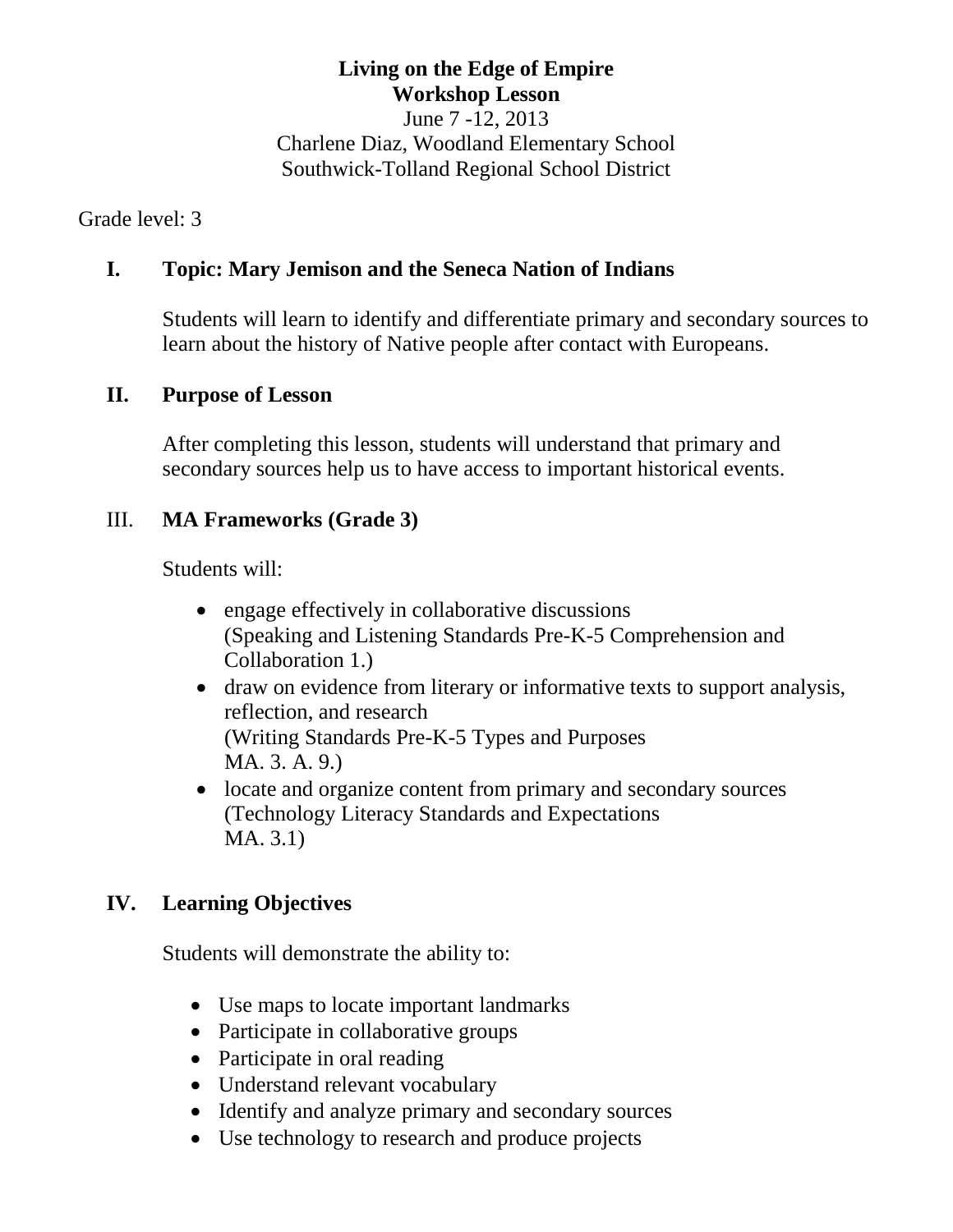**Living on the Edge of Empire**
**Workshop Lesson**
June 7 -12, 2013
Charlene Diaz, Woodland Elementary School
Southwick-Tolland Regional School District

Grade level: 3

## I. Topic: Mary Jemison and the Seneca Nation of Indians

Students will learn to identify and differentiate primary and secondary sources to learn about the history of Native people after contact with Europeans.

## II. Purpose of Lesson

After completing this lesson, students will understand that primary and secondary sources help us to have access to important historical events.

## III. MA Frameworks (Grade 3)

Students will:

- engage effectively in collaborative discussions
  (Speaking and Listening Standards Pre-K-5 Comprehension and Collaboration 1.)
- draw on evidence from literary or informative texts to support analysis, reflection, and research
  (Writing Standards Pre-K-5 Types and Purposes
  MA. 3. A. 9.)
- locate and organize content from primary and secondary sources
  (Technology Literacy Standards and Expectations
  MA. 3.1)

## IV. Learning Objectives

Students will demonstrate the ability to:

- Use maps to locate important landmarks
- Participate in collaborative groups
- Participate in oral reading
- Understand relevant vocabulary
- Identify and analyze primary and secondary sources
- Use technology to research and produce projects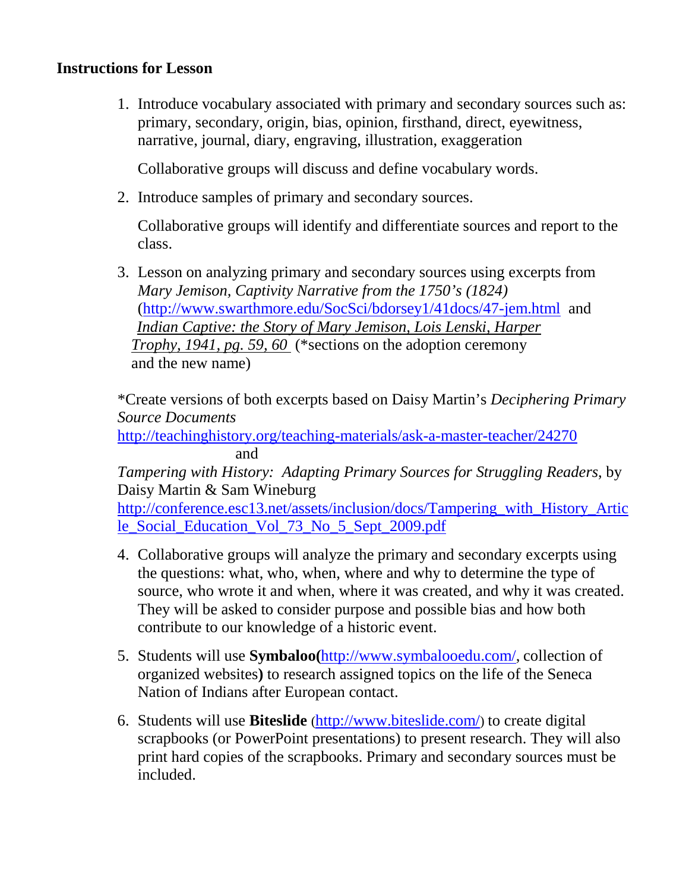**Instructions for Lesson**

1. Introduce vocabulary associated with primary and secondary sources such as: primary, secondary, origin, bias, opinion, firsthand, direct, eyewitness, narrative, journal, diary, engraving, illustration, exaggeration

   Collaborative groups will discuss and define vocabulary words.

2. Introduce samples of primary and secondary sources.

   Collaborative groups will identify and differentiate sources and report to the class.

3. Lesson on analyzing primary and secondary sources using excerpts from *Mary Jemison, Captivity Narrative from the 1750's (1824)* (http://www.swarthmore.edu/SocSci/bdorsey1/41docs/47-jem.html and *Indian Captive: the Story of Mary Jemison, Lois Lenski, Harper Trophy, 1941, pg. 59, 60* (*sections on the adoption ceremony and the new name)

   *Create versions of both excerpts based on Daisy Martin's *Deciphering Primary Source Documents*
   http://teachinghistory.org/teaching-materials/ask-a-master-teacher/24270
   and
   *Tampering with History: Adapting Primary Sources for Struggling Readers*, by Daisy Martin & Sam Wineburg
   http://conference.esc13.net/assets/inclusion/docs/Tampering_with_History_Article_Social_Education_Vol_73_No_5_Sept_2009.pdf

4. Collaborative groups will analyze the primary and secondary excerpts using the questions: what, who, when, where and why to determine the type of source, who wrote it and when, where it was created, and why it was created. They will be asked to consider purpose and possible bias and how both contribute to our knowledge of a historic event.

5. Students will use **Symbaloo(**http://www.symbalooedu.com/, collection of organized websites**)** to research assigned topics on the life of the Seneca Nation of Indians after European contact.

6. Students will use **Biteslide** (http://www.biteslide.com/) to create digital scrapbooks (or PowerPoint presentations) to present research. They will also print hard copies of the scrapbooks. Primary and secondary sources must be included.